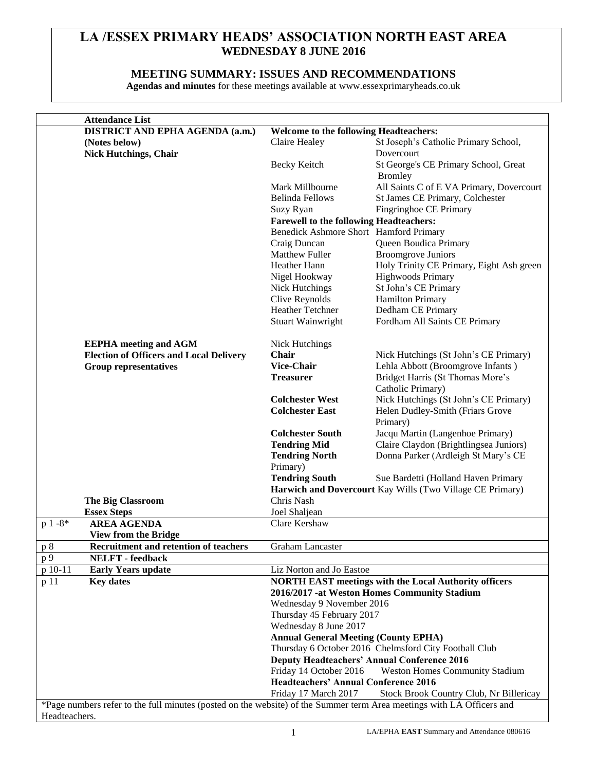# LA /ESSEX PRIMARY HEADS' ASSOCIATION NORTH EAST AREA
## WEDNESDAY 8 JUNE 2016

## MEETING SUMMARY: ISSUES AND RECOMMENDATIONS

**Agendas and minutes** for these meetings available at www.essexprimaryheads.co.uk

| | | | |
|---|---|---|---|
| | **Attendance List** | | |
| | **DISTRICT AND EPHA AGENDA (a.m.)** | **Welcome to the following Headteachers:** | |
| | **(Notes below)** | Claire Healey | St Joseph's Catholic Primary School, Dovercourt |
| | **Nick Hutchings, Chair** | Becky Keitch | St George's CE Primary School, Great Bromley |
| | | Mark Millbourne | All Saints C of E VA Primary, Dovercourt |
| | | Belinda Fellows | St James CE Primary, Colchester |
| | | Suzy Ryan | Fingringhoe CE Primary |
| | | **Farewell to the following Headteachers:** | |
| | | Benedick Ashmore Short | Hamford Primary |
| | | Craig Duncan | Queen Boudica Primary |
| | | Matthew Fuller | Broomgrove Juniors |
| | | Heather Hann | Holy Trinity CE Primary, Eight Ash green |
| | | Nigel Hookway | Highwoods Primary |
| | | Nick Hutchings | St John's CE Primary |
| | | Clive Reynolds | Hamilton Primary |
| | | Heather Tetchner | Dedham CE Primary |
| | | Stuart Wainwright | Fordham All Saints CE Primary |
| | **EEPHA meeting and AGM** | Nick Hutchings | |
| | **Election of Officers and Local Delivery Group representatives** | **Chair** | Nick Hutchings (St John's CE Primary) |
| | | **Vice-Chair** | Lehla Abbott (Broomgrove Infants ) |
| | | **Treasurer** | Bridget Harris (St Thomas More's Catholic Primary) |
| | | **Colchester West** | Nick Hutchings (St John's CE Primary) |
| | | **Colchester East** | Helen Dudley-Smith (Friars Grove Primary) |
| | | **Colchester South** | Jacqu Martin (Langenhoe Primary) |
| | | **Tendring Mid** | Claire Claydon (Brightlingsea Juniors) |
| | | **Tendring North** | Donna Parker (Ardleigh St Mary's CE Primary) |
| | | **Tendring South** | Sue Bardetti (Holland Haven Primary |
| | | **Harwich and Dovercourt** | Kay Wills (Two Village CE Primary) |
| | **The Big Classroom** | Chris Nash | |
| | **Essex Steps** | Joel Shaljean | |
| p 1 -8* | **AREA AGENDA** **View from the Bridge** | Clare Kershaw | |
| p 8 | **Recruitment and retention of teachers** | Graham Lancaster | |
| p 9 | **NELFT - feedback** | | |
| p 10-11 | **Early Years update** | Liz Norton and Jo Eastoe | |
| p 11 | **Key dates** | **NORTH EAST meetings with the Local Authority officers 2016/2017 -at Weston Homes Community Stadium** | |
| | | Wednesday 9 November 2016 | |
| | | Thursday 45 February 2017 | |
| | | Wednesday 8 June 2017 | |
| | | **Annual General Meeting (County EPHA)** | |
| | | Thursday 6 October 2016 | Chelmsford City Football Club |
| | | **Deputy Headteachers' Annual Conference 2016** | |
| | | Friday 14 October 2016 | Weston Homes Community Stadium |
| | | **Headteachers' Annual Conference 2016** | |
| | | Friday 17 March 2017 | Stock Brook Country Club, Nr Billericay |

*Page numbers refer to the full minutes (posted on the website) of the Summer term Area meetings with LA Officers and Headteachers.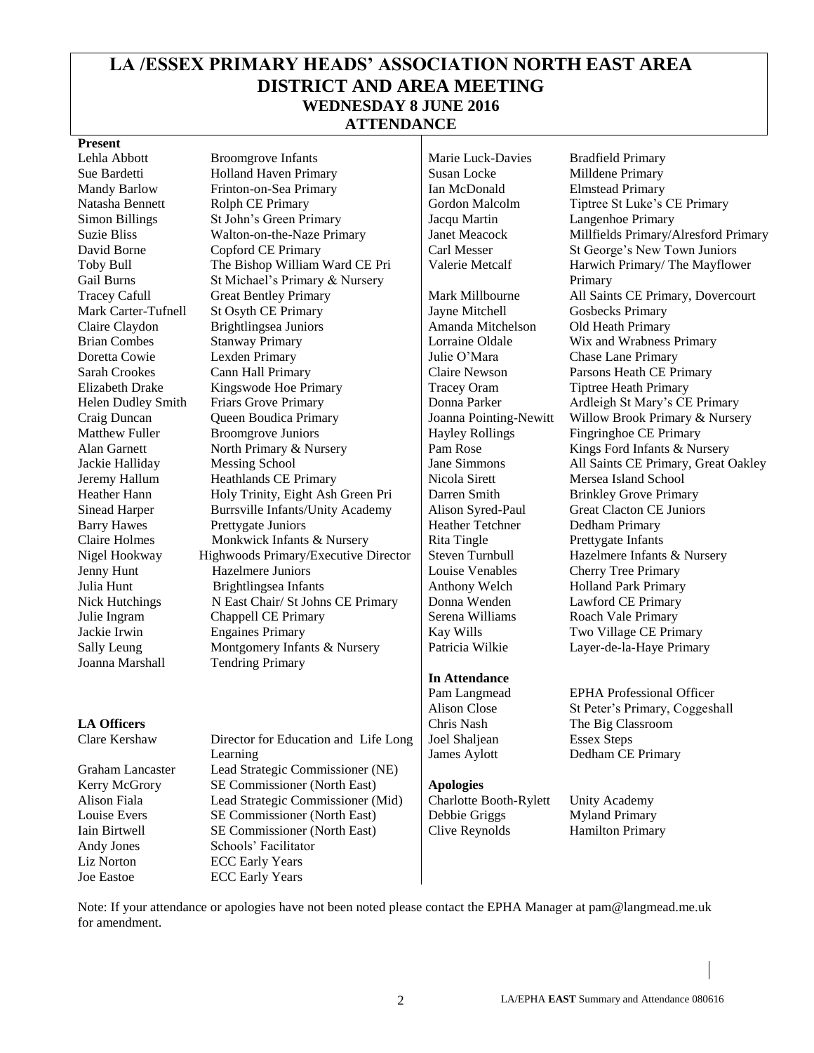# LA /ESSEX PRIMARY HEADS' ASSOCIATION NORTH EAST AREA DISTRICT AND AREA MEETING
## WEDNESDAY 8 JUNE 2016
## ATTENDANCE

**Present**

| Name | School |
|---|---|
| Lehla Abbott | Broomgrove Infants |
| Sue Bardetti | Holland Haven Primary |
| Mandy Barlow | Frinton-on-Sea Primary |
| Natasha Bennett | Rolph CE Primary |
| Simon Billings | St John's Green Primary |
| Suzie Bliss | Walton-on-the-Naze Primary |
| David Borne | Copford CE Primary |
| Toby Bull | The Bishop William Ward CE Pri |
| Gail Burns | St Michael's Primary & Nursery |
| Tracey Cafull | Great Bentley Primary |
| Mark Carter-Tufnell | St Osyth CE Primary |
| Claire Claydon | Brightlingsea Juniors |
| Brian Combes | Stanway Primary |
| Doretta Cowie | Lexden Primary |
| Sarah Crookes | Cann Hall Primary |
| Elizabeth Drake | Kingswode Hoe Primary |
| Helen Dudley Smith | Friars Grove Primary |
| Craig Duncan | Queen Boudica Primary |
| Matthew Fuller | Broomgrove Juniors |
| Alan Garnett | North Primary & Nursery |
| Jackie Halliday | Messing School |
| Jeremy Hallum | Heathlands CE Primary |
| Heather Hann | Holy Trinity, Eight Ash Green Pri |
| Sinead Harper | Burrsville Infants/Unity Academy |
| Barry Hawes | Prettygate Juniors |
| Claire Holmes | Monkwick Infants & Nursery |
| Nigel Hookway | Highwoods Primary/Executive Director |
| Jenny Hunt | Hazelmere Juniors |
| Julia Hunt | Brightlingsea Infants |
| Nick Hutchings | N East Chair/ St Johns CE Primary |
| Julie Ingram | Chappell CE Primary |
| Jackie Irwin | Engaines Primary |
| Sally Leung | Montgomery Infants & Nursery |
| Joanna Marshall | Tendring Primary |
| Marie Luck-Davies | Bradfield Primary |
| Susan Locke | Milldene Primary |
| Ian McDonald | Elmstead Primary |
| Gordon Malcolm | Tiptree St Luke's CE Primary |
| Jacqu Martin | Langenhoe Primary |
| Janet Meacock | Millfields Primary/Alresford Primary |
| Carl Messer | St George's New Town Juniors |
| Valerie Metcalf | Harwich Primary/ The Mayflower Primary |
| Mark Millbourne | All Saints CE Primary, Dovercourt |
| Jayne Mitchell | Gosbecks Primary |
| Amanda Mitchelson | Old Heath Primary |
| Lorraine Oldale | Wix and Wrabness Primary |
| Julie O'Mara | Chase Lane Primary |
| Claire Newson | Parsons Heath CE Primary |
| Tracey Oram | Tiptree Heath Primary |
| Donna Parker | Ardleigh St Mary's CE Primary |
| Joanna Pointing-Newitt | Willow Brook Primary & Nursery |
| Hayley Rollings | Fingringhoe CE Primary |
| Pam Rose | Kings Ford Infants & Nursery |
| Jane Simmons | All Saints CE Primary, Great Oakley |
| Nicola Sirett | Mersea Island School |
| Darren Smith | Brinkley Grove Primary |
| Alison Syred-Paul | Great Clacton CE Juniors |
| Heather Tetchner | Dedham Primary |
| Rita Tingle | Prettygate Infants |
| Steven Turnbull | Hazelmere Infants & Nursery |
| Louise Venables | Cherry Tree Primary |
| Anthony Welch | Holland Park Primary |
| Donna Wenden | Lawford CE Primary |
| Serena Williams | Roach Vale Primary |
| Kay Wills | Two Village CE Primary |
| Patricia Wilkie | Layer-de-la-Haye Primary |

**LA Officers**

| Name | Role |
|---|---|
| Clare Kershaw | Director for Education and Life Long Learning |
| Graham Lancaster | Lead Strategic Commissioner (NE) |
| Kerry McGrory | SE Commissioner (North East) |
| Alison Fiala | Lead Strategic Commissioner (Mid) |
| Louise Evers | SE Commissioner (North East) |
| Iain Birtwell | SE Commissioner (North East) |
| Andy Jones | Schools' Facilitator |
| Liz Norton | ECC Early Years |
| Joe Eastoe | ECC Early Years |

**In Attendance**

| Name | Role |
|---|---|
| Pam Langmead | EPHA Professional Officer |
| Alison Close | St Peter's Primary, Coggeshall |
| Chris Nash | The Big Classroom |
| Joel Shaljean | Essex Steps |
| James Aylott | Dedham CE Primary |

**Apologies**

| Name | School |
|---|---|
| Charlotte Booth-Rylett | Unity Academy |
| Debbie Griggs | Myland Primary |
| Clive Reynolds | Hamilton Primary |

Note: If your attendance or apologies have not been noted please contact the EPHA Manager at pam@langmead.me.uk for amendment.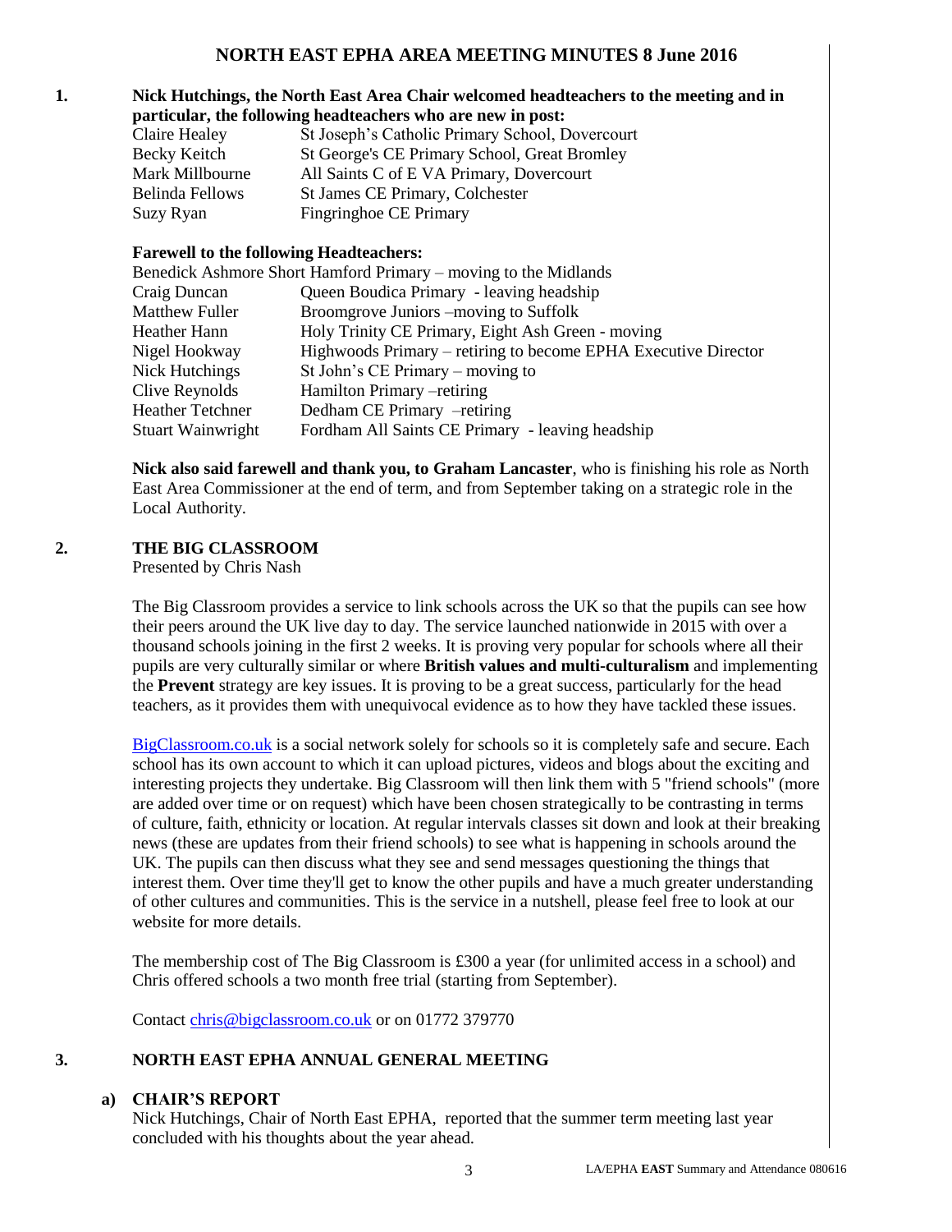# NORTH EAST EPHA AREA MEETING MINUTES 8 June 2016

**1. Nick Hutchings, the North East Area Chair welcomed headteachers to the meeting and in particular, the following headteachers who are new in post:**

| | |
|---|---|
| Claire Healey | St Joseph's Catholic Primary School, Dovercourt |
| Becky Keitch | St George's CE Primary School, Great Bromley |
| Mark Millbourne | All Saints C of E VA Primary, Dovercourt |
| Belinda Fellows | St James CE Primary, Colchester |
| Suzy Ryan | Fingringhoe CE Primary |

**Farewell to the following Headteachers:**

Benedick Ashmore Short Hamford Primary – moving to the Midlands

| | |
|---|---|
| Craig Duncan | Queen Boudica Primary - leaving headship |
| Matthew Fuller | Broomgrove Juniors –moving to Suffolk |
| Heather Hann | Holy Trinity CE Primary, Eight Ash Green - moving |
| Nigel Hookway | Highwoods Primary – retiring to become EPHA Executive Director |
| Nick Hutchings | St John's CE Primary – moving to |
| Clive Reynolds | Hamilton Primary –retiring |
| Heather Tetchner | Dedham CE Primary –retiring |
| Stuart Wainwright | Fordham All Saints CE Primary - leaving headship |

**Nick also said farewell and thank you, to Graham Lancaster**, who is finishing his role as North East Area Commissioner at the end of term, and from September taking on a strategic role in the Local Authority.

## 2. THE BIG CLASSROOM

Presented by Chris Nash

The Big Classroom provides a service to link schools across the UK so that the pupils can see how their peers around the UK live day to day. The service launched nationwide in 2015 with over a thousand schools joining in the first 2 weeks. It is proving very popular for schools where all their pupils are very culturally similar or where **British values and multi-culturalism** and implementing the **Prevent** strategy are key issues. It is proving to be a great success, particularly for the head teachers, as it provides them with unequivocal evidence as to how they have tackled these issues.

BigClassroom.co.uk is a social network solely for schools so it is completely safe and secure. Each school has its own account to which it can upload pictures, videos and blogs about the exciting and interesting projects they undertake. Big Classroom will then link them with 5 "friend schools" (more are added over time or on request) which have been chosen strategically to be contrasting in terms of culture, faith, ethnicity or location. At regular intervals classes sit down and look at their breaking news (these are updates from their friend schools) to see what is happening in schools around the UK. The pupils can then discuss what they see and send messages questioning the things that interest them. Over time they'll get to know the other pupils and have a much greater understanding of other cultures and communities. This is the service in a nutshell, please feel free to look at our website for more details.

The membership cost of The Big Classroom is £300 a year (for unlimited access in a school) and Chris offered schools a two month free trial (starting from September).

Contact chris@bigclassroom.co.uk or on 01772 379770

## 3. NORTH EAST EPHA ANNUAL GENERAL MEETING

### a) CHAIR'S REPORT

Nick Hutchings, Chair of North East EPHA, reported that the summer term meeting last year concluded with his thoughts about the year ahead.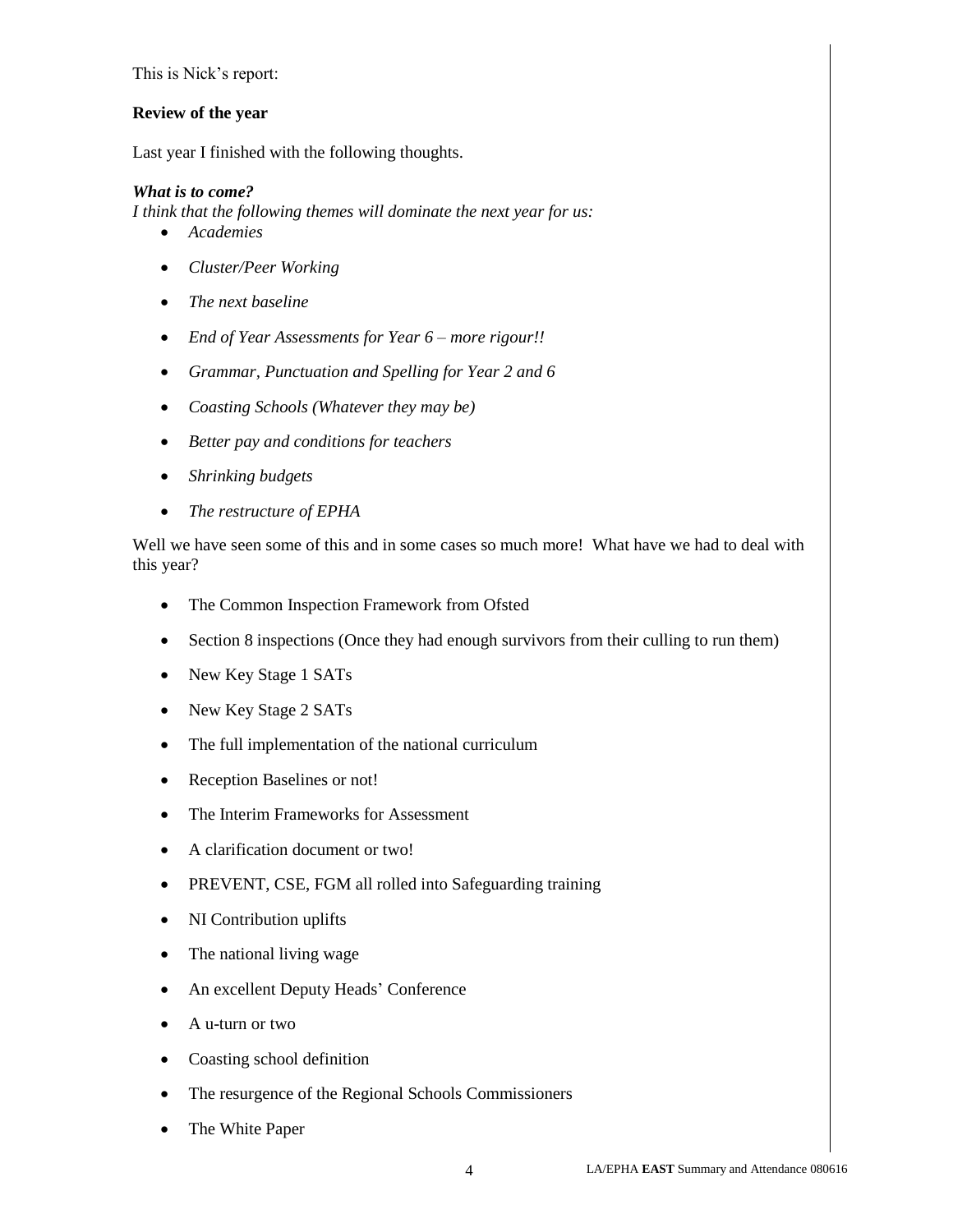This is Nick's report:

**Review of the year**

Last year I finished with the following thoughts.

***What is to come?***

*I think that the following themes will dominate the next year for us:*

- *Academies*
- *Cluster/Peer Working*
- *The next baseline*
- *End of Year Assessments for Year 6 – more rigour!!*
- *Grammar, Punctuation and Spelling for Year 2 and 6*
- *Coasting Schools (Whatever they may be)*
- *Better pay and conditions for teachers*
- *Shrinking budgets*
- *The restructure of EPHA*

Well we have seen some of this and in some cases so much more! What have we had to deal with this year?

- The Common Inspection Framework from Ofsted
- Section 8 inspections (Once they had enough survivors from their culling to run them)
- New Key Stage 1 SATs
- New Key Stage 2 SATs
- The full implementation of the national curriculum
- Reception Baselines or not!
- The Interim Frameworks for Assessment
- A clarification document or two!
- PREVENT, CSE, FGM all rolled into Safeguarding training
- NI Contribution uplifts
- The national living wage
- An excellent Deputy Heads' Conference
- A u-turn or two
- Coasting school definition
- The resurgence of the Regional Schools Commissioners
- The White Paper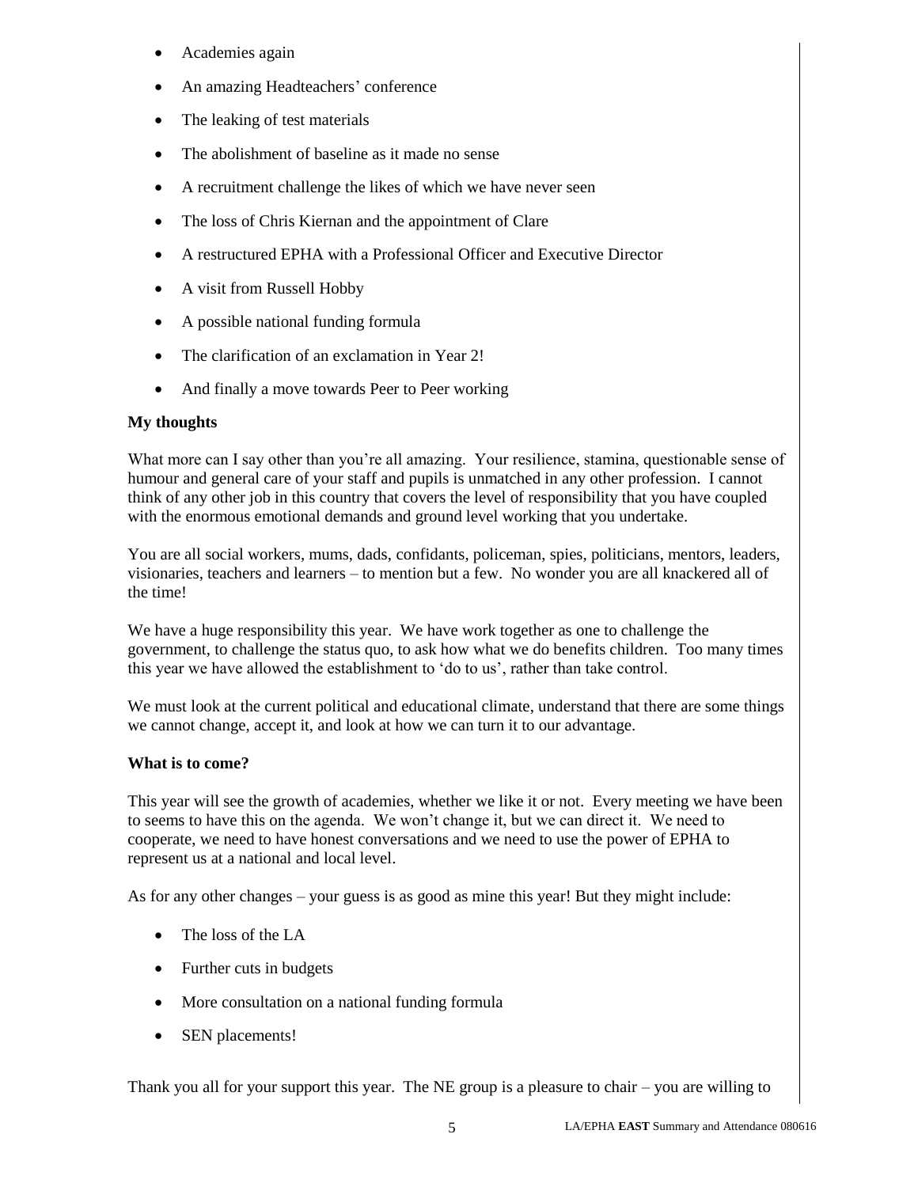- Academies again
- An amazing Headteachers' conference
- The leaking of test materials
- The abolishment of baseline as it made no sense
- A recruitment challenge the likes of which we have never seen
- The loss of Chris Kiernan and the appointment of Clare
- A restructured EPHA with a Professional Officer and Executive Director
- A visit from Russell Hobby
- A possible national funding formula
- The clarification of an exclamation in Year 2!
- And finally a move towards Peer to Peer working

**My thoughts**

What more can I say other than you're all amazing. Your resilience, stamina, questionable sense of humour and general care of your staff and pupils is unmatched in any other profession. I cannot think of any other job in this country that covers the level of responsibility that you have coupled with the enormous emotional demands and ground level working that you undertake.

You are all social workers, mums, dads, confidants, policeman, spies, politicians, mentors, leaders, visionaries, teachers and learners – to mention but a few. No wonder you are all knackered all of the time!

We have a huge responsibility this year. We have work together as one to challenge the government, to challenge the status quo, to ask how what we do benefits children. Too many times this year we have allowed the establishment to 'do to us', rather than take control.

We must look at the current political and educational climate, understand that there are some things we cannot change, accept it, and look at how we can turn it to our advantage.

**What is to come?**

This year will see the growth of academies, whether we like it or not. Every meeting we have been to seems to have this on the agenda. We won't change it, but we can direct it. We need to cooperate, we need to have honest conversations and we need to use the power of EPHA to represent us at a national and local level.

As for any other changes – your guess is as good as mine this year! But they might include:

- The loss of the LA
- Further cuts in budgets
- More consultation on a national funding formula
- SEN placements!

Thank you all for your support this year. The NE group is a pleasure to chair – you are willing to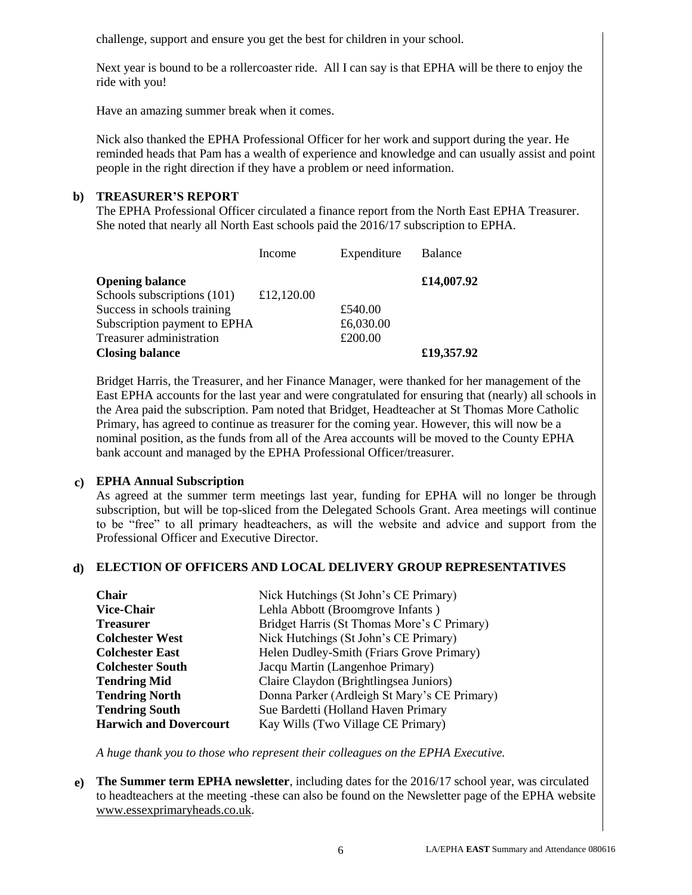challenge, support and ensure you get the best for children in your school.

Next year is bound to be a rollercoaster ride. All I can say is that EPHA will be there to enjoy the ride with you!

Have an amazing summer break when it comes.

Nick also thanked the EPHA Professional Officer for her work and support during the year. He reminded heads that Pam has a wealth of experience and knowledge and can usually assist and point people in the right direction if they have a problem or need information.

**b) TREASURER'S REPORT**

The EPHA Professional Officer circulated a finance report from the North East EPHA Treasurer. She noted that nearly all North East schools paid the 2016/17 subscription to EPHA.

| | Income | Expenditure | Balance |
|---|---|---|---|
| **Opening balance** | | | **£14,007.92** |
| Schools subscriptions (101) | £12,120.00 | | |
| Success in schools training | | £540.00 | |
| Subscription payment to EPHA | | £6,030.00 | |
| Treasurer administration | | £200.00 | |
| **Closing balance** | | | **£19,357.92** |

Bridget Harris, the Treasurer, and her Finance Manager, were thanked for her management of the East EPHA accounts for the last year and were congratulated for ensuring that (nearly) all schools in the Area paid the subscription. Pam noted that Bridget, Headteacher at St Thomas More Catholic Primary, has agreed to continue as treasurer for the coming year. However, this will now be a nominal position, as the funds from all of the Area accounts will be moved to the County EPHA bank account and managed by the EPHA Professional Officer/treasurer.

**c) EPHA Annual Subscription**

As agreed at the summer term meetings last year, funding for EPHA will no longer be through subscription, but will be top-sliced from the Delegated Schools Grant. Area meetings will continue to be "free" to all primary headteachers, as will the website and advice and support from the Professional Officer and Executive Director.

**d) ELECTION OF OFFICERS AND LOCAL DELIVERY GROUP REPRESENTATIVES**

| | |
|---|---|
| **Chair** | Nick Hutchings (St John's CE Primary) |
| **Vice-Chair** | Lehla Abbott (Broomgrove Infants ) |
| **Treasurer** | Bridget Harris (St Thomas More's C Primary) |
| **Colchester West** | Nick Hutchings (St John's CE Primary) |
| **Colchester East** | Helen Dudley-Smith (Friars Grove Primary) |
| **Colchester South** | Jacqu Martin (Langenhoe Primary) |
| **Tendring Mid** | Claire Claydon (Brightlingsea Juniors) |
| **Tendring North** | Donna Parker (Ardleigh St Mary's CE Primary) |
| **Tendring South** | Sue Bardetti (Holland Haven Primary |
| **Harwich and Dovercourt** | Kay Wills (Two Village CE Primary) |

*A huge thank you to those who represent their colleagues on the EPHA Executive.*

**e) The Summer term EPHA newsletter**, including dates for the 2016/17 school year, was circulated to headteachers at the meeting -these can also be found on the Newsletter page of the EPHA website www.essexprimaryheads.co.uk.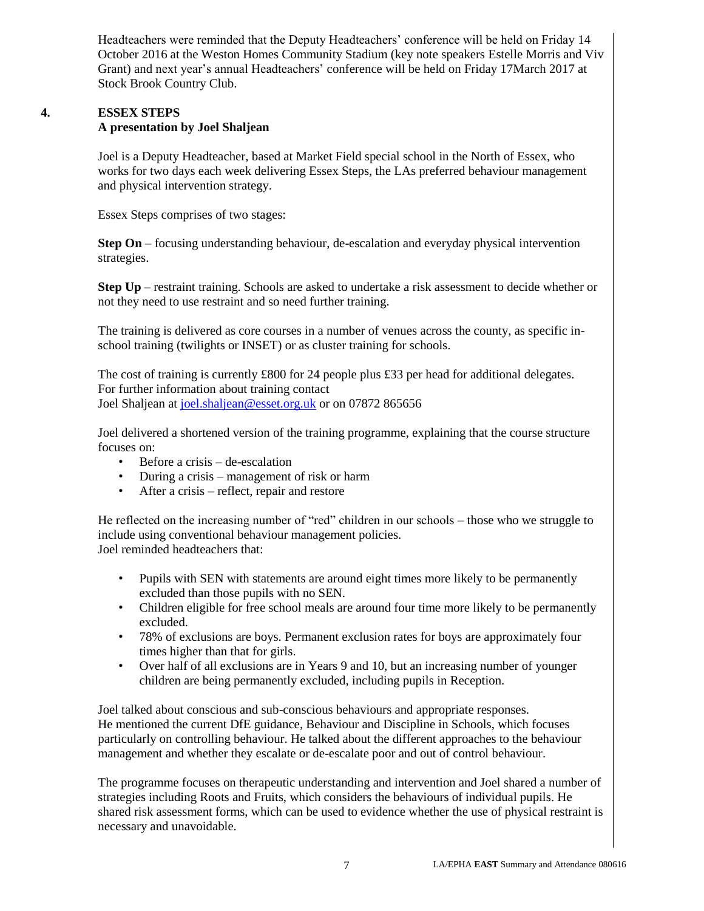Headteachers were reminded that the Deputy Headteachers' conference will be held on Friday 14 October 2016 at the Weston Homes Community Stadium (key note speakers Estelle Morris and Viv Grant) and next year's annual Headteachers' conference will be held on Friday 17March 2017 at Stock Brook Country Club.

## 4. ESSEX STEPS
**A presentation by Joel Shaljean**

Joel is a Deputy Headteacher, based at Market Field special school in the North of Essex, who works for two days each week delivering Essex Steps, the LAs preferred behaviour management and physical intervention strategy.

Essex Steps comprises of two stages:

**Step On** – focusing understanding behaviour, de-escalation and everyday physical intervention strategies.

**Step Up** – restraint training. Schools are asked to undertake a risk assessment to decide whether or not they need to use restraint and so need further training.

The training is delivered as core courses in a number of venues across the county, as specific in-school training (twilights or INSET) or as cluster training for schools.

The cost of training is currently £800 for 24 people plus £33 per head for additional delegates. For further information about training contact
Joel Shaljean at joel.shaljean@esset.org.uk or on 07872 865656

Joel delivered a shortened version of the training programme, explaining that the course structure focuses on:

- Before a crisis – de-escalation
- During a crisis – management of risk or harm
- After a crisis – reflect, repair and restore

He reflected on the increasing number of "red" children in our schools – those who we struggle to include using conventional behaviour management policies.
Joel reminded headteachers that:

- Pupils with SEN with statements are around eight times more likely to be permanently excluded than those pupils with no SEN.
- Children eligible for free school meals are around four time more likely to be permanently excluded.
- 78% of exclusions are boys. Permanent exclusion rates for boys are approximately four times higher than that for girls.
- Over half of all exclusions are in Years 9 and 10, but an increasing number of younger children are being permanently excluded, including pupils in Reception.

Joel talked about conscious and sub-conscious behaviours and appropriate responses.
He mentioned the current DfE guidance, Behaviour and Discipline in Schools, which focuses particularly on controlling behaviour. He talked about the different approaches to the behaviour management and whether they escalate or de-escalate poor and out of control behaviour.

The programme focuses on therapeutic understanding and intervention and Joel shared a number of strategies including Roots and Fruits, which considers the behaviours of individual pupils. He shared risk assessment forms, which can be used to evidence whether the use of physical restraint is necessary and unavoidable.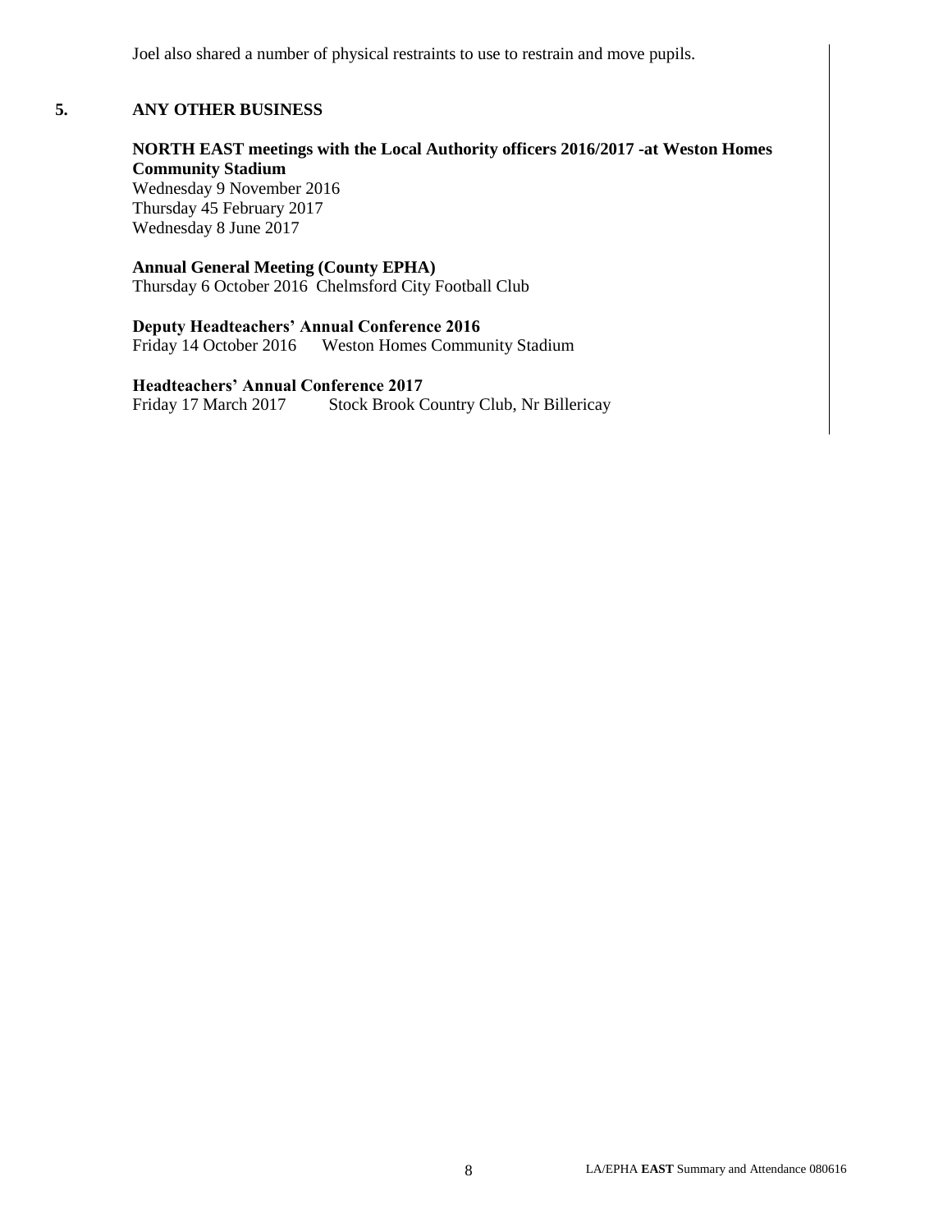Joel also shared a number of physical restraints to use to restrain and move pupils.

## 5. ANY OTHER BUSINESS

**NORTH EAST meetings with the Local Authority officers 2016/2017 -at Weston Homes Community Stadium**

Wednesday 9 November 2016
Thursday 45 February 2017
Wednesday 8 June 2017

**Annual General Meeting (County EPHA)**

Thursday 6 October 2016 Chelmsford City Football Club

**Deputy Headteachers' Annual Conference 2016**

Friday 14 October 2016 Weston Homes Community Stadium

**Headteachers' Annual Conference 2017**

Friday 17 March 2017 Stock Brook Country Club, Nr Billericay